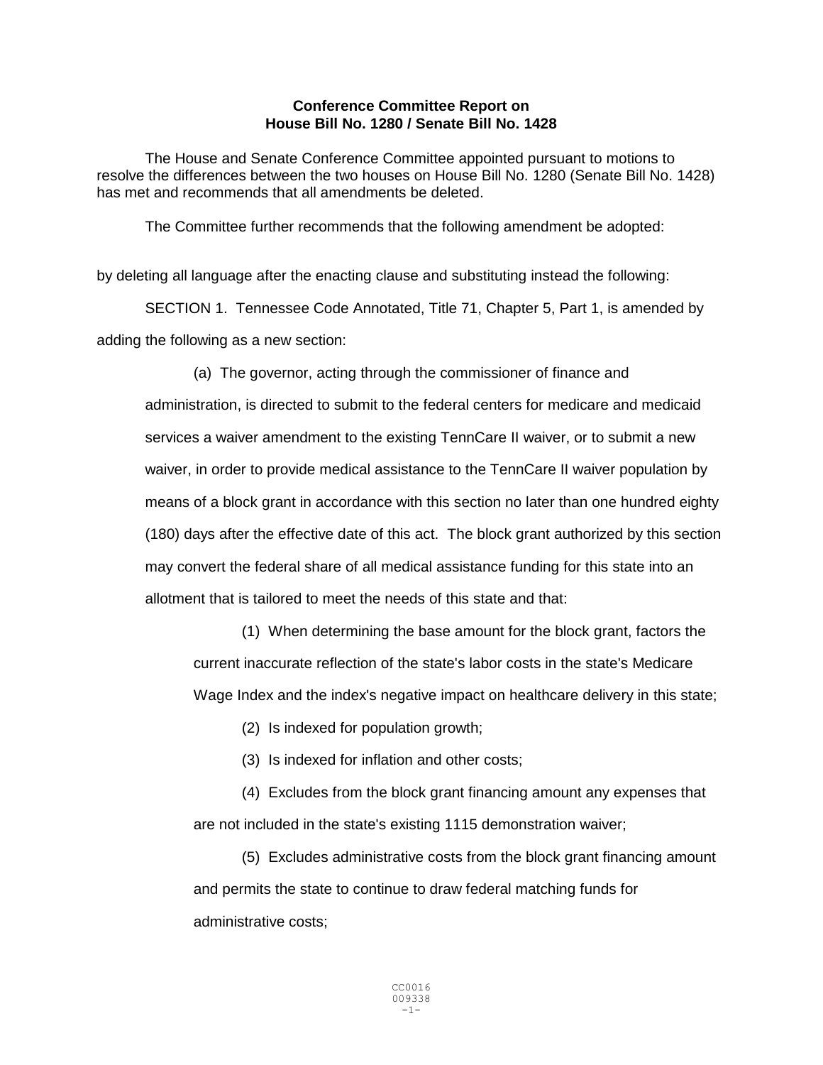**Conference Committee Report on House Bill No. 1280 / Senate Bill No. 1428**

The House and Senate Conference Committee appointed pursuant to motions to resolve the differences between the two houses on House Bill No. 1280 (Senate Bill No. 1428) has met and recommends that all amendments be deleted.

The Committee further recommends that the following amendment be adopted:

by deleting all language after the enacting clause and substituting instead the following:

SECTION 1. Tennessee Code Annotated, Title 71, Chapter 5, Part 1, is amended by adding the following as a new section:

(a) The governor, acting through the commissioner of finance and administration, is directed to submit to the federal centers for medicare and medicaid services a waiver amendment to the existing TennCare II waiver, or to submit a new waiver, in order to provide medical assistance to the TennCare II waiver population by means of a block grant in accordance with this section no later than one hundred eighty (180) days after the effective date of this act. The block grant authorized by this section may convert the federal share of all medical assistance funding for this state into an allotment that is tailored to meet the needs of this state and that:

(1) When determining the base amount for the block grant, factors the current inaccurate reflection of the state's labor costs in the state's Medicare Wage Index and the index's negative impact on healthcare delivery in this state;

(2) Is indexed for population growth;

(3) Is indexed for inflation and other costs;

(4) Excludes from the block grant financing amount any expenses that are not included in the state's existing 1115 demonstration waiver;

(5) Excludes administrative costs from the block grant financing amount and permits the state to continue to draw federal matching funds for administrative costs;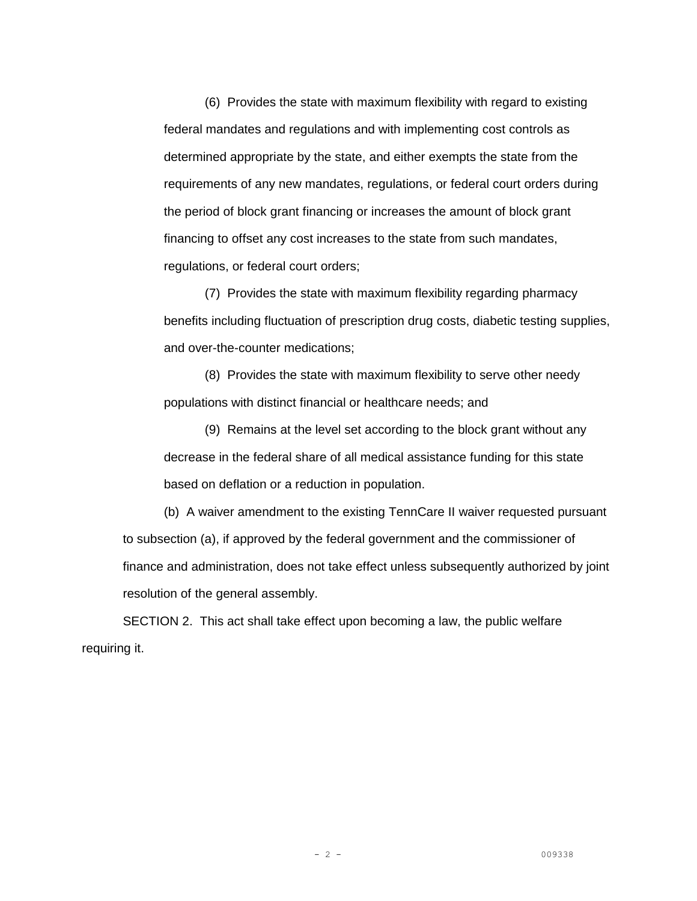(6) Provides the state with maximum flexibility with regard to existing federal mandates and regulations and with implementing cost controls as determined appropriate by the state, and either exempts the state from the requirements of any new mandates, regulations, or federal court orders during the period of block grant financing or increases the amount of block grant financing to offset any cost increases to the state from such mandates, regulations, or federal court orders;

(7) Provides the state with maximum flexibility regarding pharmacy benefits including fluctuation of prescription drug costs, diabetic testing supplies, and over-the-counter medications;

(8) Provides the state with maximum flexibility to serve other needy populations with distinct financial or healthcare needs; and

(9) Remains at the level set according to the block grant without any decrease in the federal share of all medical assistance funding for this state based on deflation or a reduction in population.

(b) A waiver amendment to the existing TennCare II waiver requested pursuant to subsection (a), if approved by the federal government and the commissioner of finance and administration, does not take effect unless subsequently authorized by joint resolution of the general assembly.

SECTION 2. This act shall take effect upon becoming a law, the public welfare requiring it.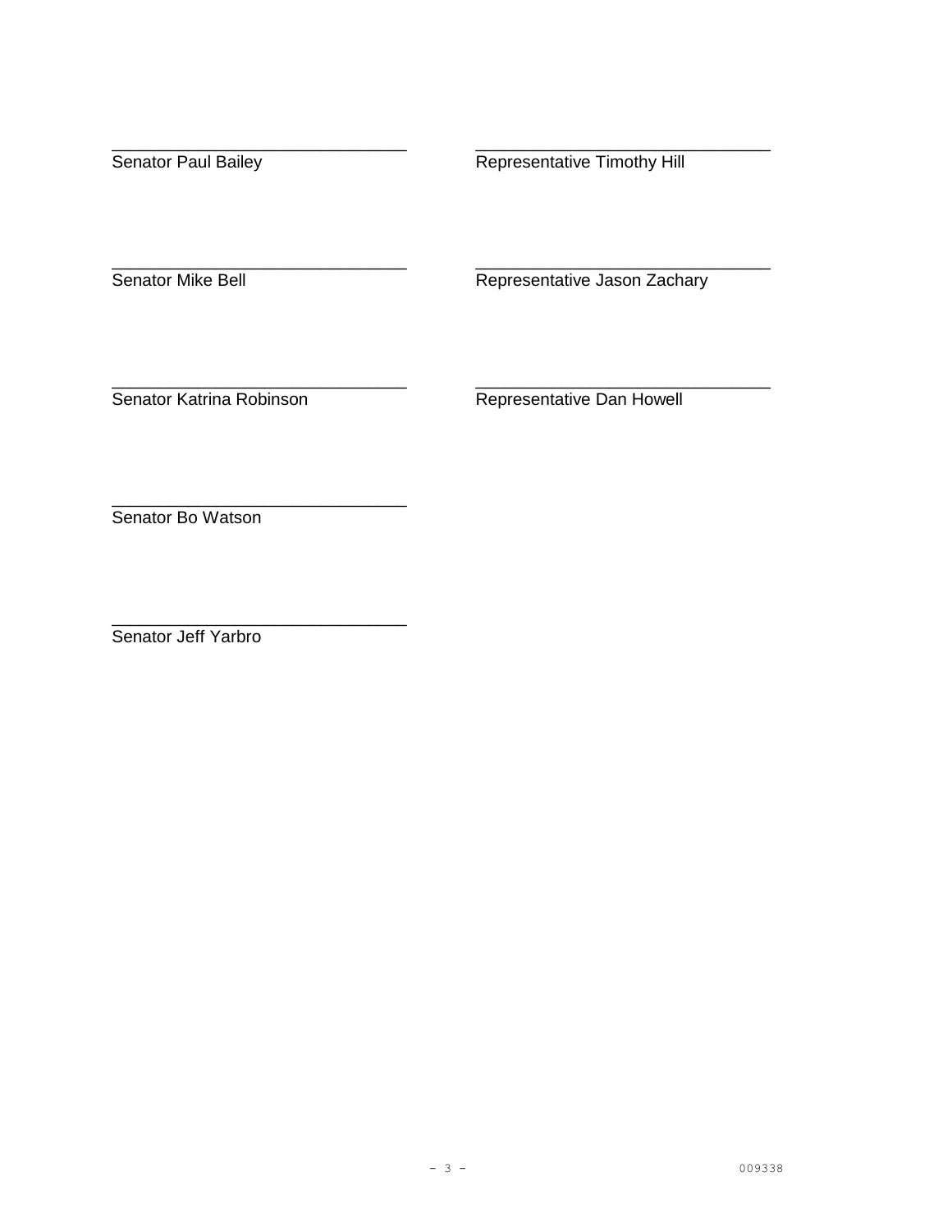| | |
|---|---|
| ______________________________ Senator Paul Bailey | ______________________________ Representative Timothy Hill |
| ______________________________ Senator Mike Bell | ______________________________ Representative Jason Zachary |
| ______________________________ Senator Katrina Robinson | ______________________________ Representative Dan Howell |
| ______________________________ Senator Bo Watson | |
| ______________________________ Senator Jeff Yarbro | |

009338